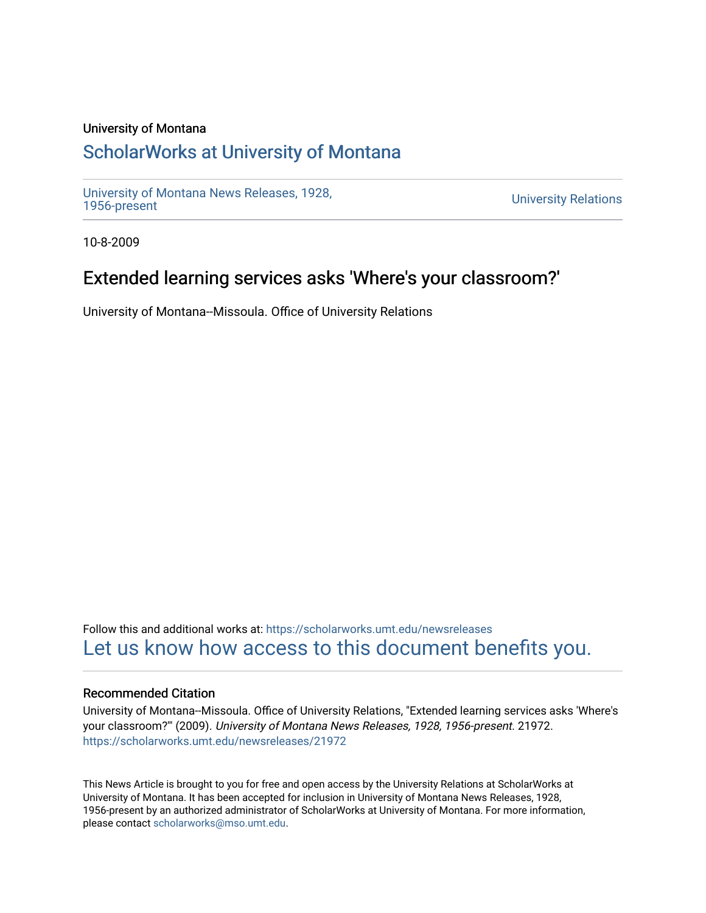University of Montana

## ScholarWorks at University of Montana

University of Montana News Releases, 1928, 1956-present

University Relations

10-8-2009

# Extended learning services asks 'Where's your classroom?'

University of Montana--Missoula. Office of University Relations

Follow this and additional works at: https://scholarworks.umt.edu/newsreleases

Let us know how access to this document benefits you.

### Recommended Citation

University of Montana--Missoula. Office of University Relations, "Extended learning services asks 'Where's your classroom?'" (2009). *University of Montana News Releases, 1928, 1956-present*. 21972.
https://scholarworks.umt.edu/newsreleases/21972

This News Article is brought to you for free and open access by the University Relations at ScholarWorks at University of Montana. It has been accepted for inclusion in University of Montana News Releases, 1928, 1956-present by an authorized administrator of ScholarWorks at University of Montana. For more information, please contact scholarworks@mso.umt.edu.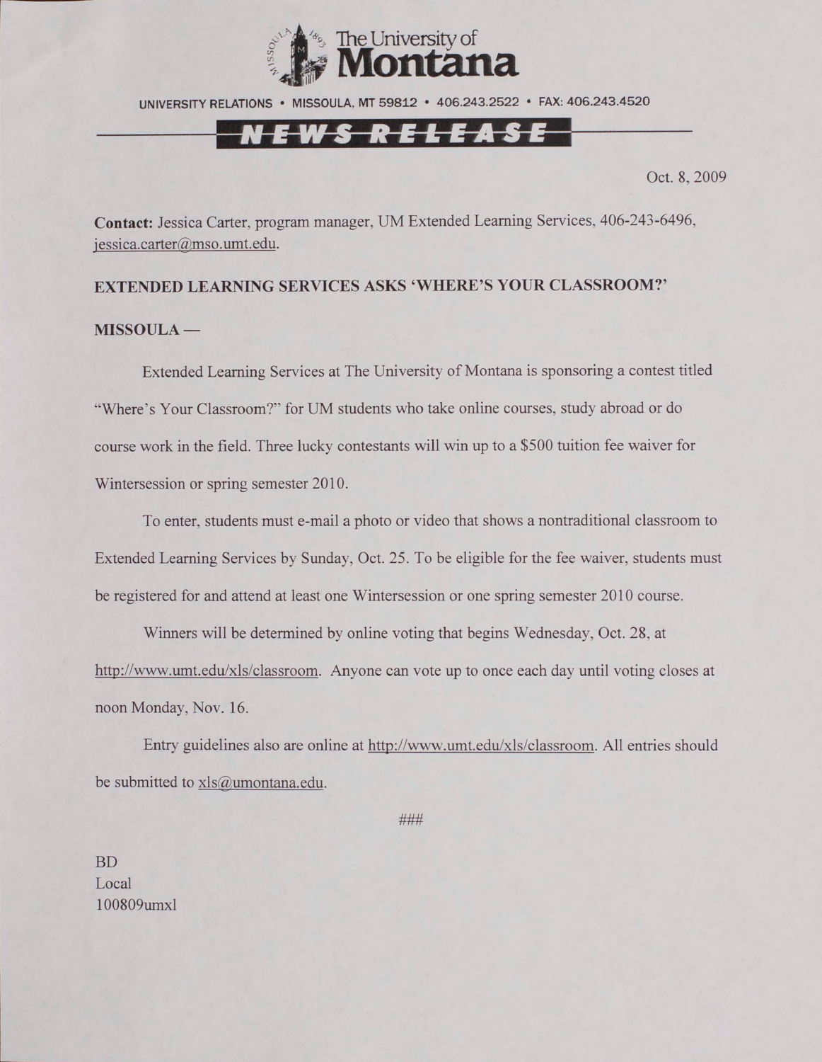The University of Montana

UNIVERSITY RELATIONS • MISSOULA, MT 59812 • 406.243.2522 • FAX: 406.243.4520

NEWS RELEASE

Oct. 8, 2009

**Contact:** Jessica Carter, program manager, UM Extended Learning Services, 406-243-6496, jessica.carter@mso.umt.edu.

**EXTENDED LEARNING SERVICES ASKS 'WHERE'S YOUR CLASSROOM?'**

**MISSOULA —**

Extended Learning Services at The University of Montana is sponsoring a contest titled "Where's Your Classroom?" for UM students who take online courses, study abroad or do course work in the field. Three lucky contestants will win up to a $500 tuition fee waiver for Wintersession or spring semester 2010.

To enter, students must e-mail a photo or video that shows a nontraditional classroom to Extended Learning Services by Sunday, Oct. 25. To be eligible for the fee waiver, students must be registered for and attend at least one Wintersession or one spring semester 2010 course.

Winners will be determined by online voting that begins Wednesday, Oct. 28, at http://www.umt.edu/xls/classroom. Anyone can vote up to once each day until voting closes at noon Monday, Nov. 16.

Entry guidelines also are online at http://www.umt.edu/xls/classroom. All entries should be submitted to xls@umontana.edu.

###

BD
Local
100809umxl